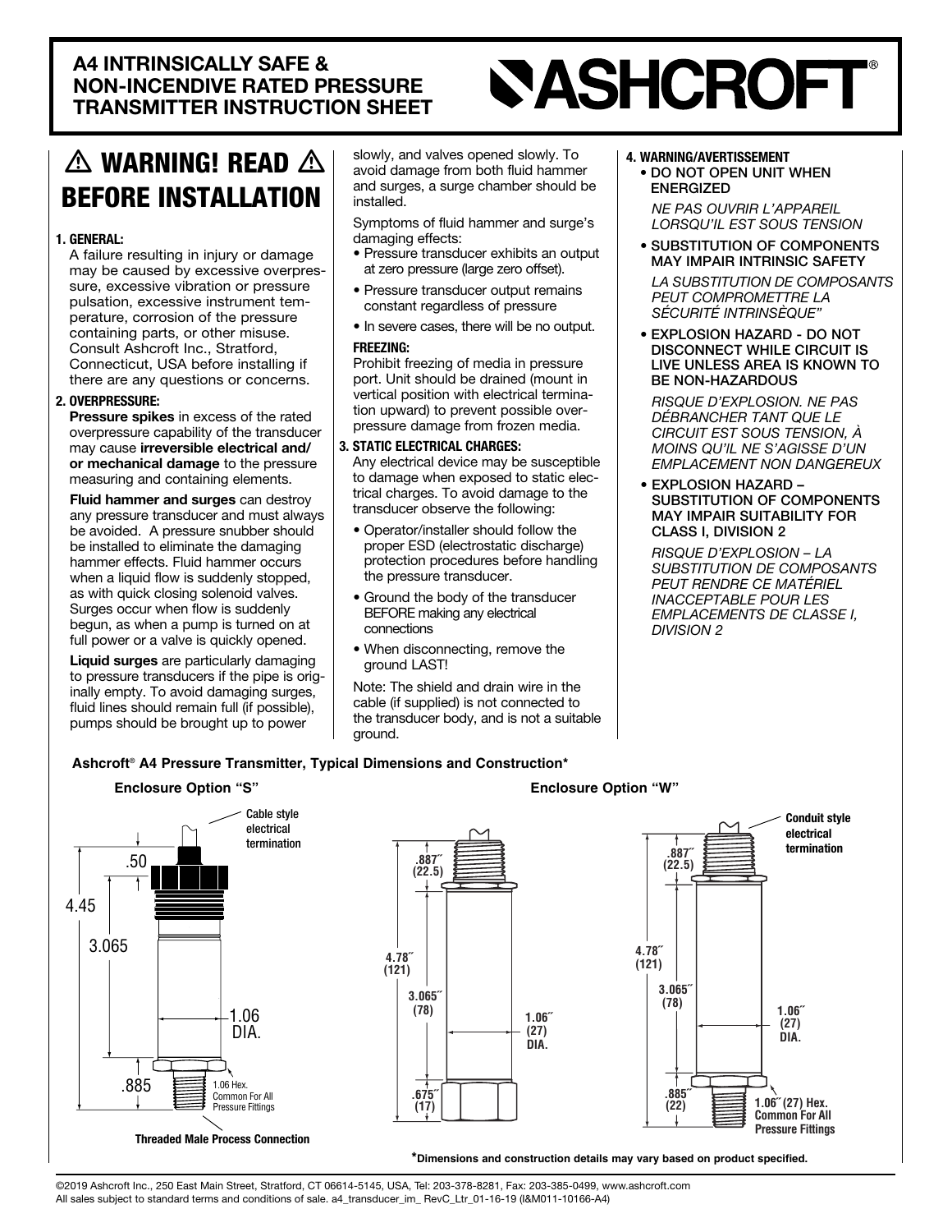# A4 INTRINSICALLY SAFE & NON-INCENDIVE RATED PRESSURE TRANSMITTER INSTRUCTION SHEET

ASHCROFT®

## ⚠ WARNING! READ ⚠ BEFORE INSTALLATION

**1. GENERAL:**

A failure resulting in injury or damage may be caused by excessive overpressure, excessive vibration or pressure pulsation, excessive instrument temperature, corrosion of the pressure containing parts, or other misuse. Consult Ashcroft Inc., Stratford, Connecticut, USA before installing if there are any questions or concerns.

**2. OVERPRESSURE:**

**Pressure spikes** in excess of the rated overpressure capability of the transducer may cause **irreversible electrical and/ or mechanical damage** to the pressure measuring and containing elements.

**Fluid hammer and surges** can destroy any pressure transducer and must always be avoided. A pressure snubber should be installed to eliminate the damaging hammer effects. Fluid hammer occurs when a liquid flow is suddenly stopped, as with quick closing solenoid valves. Surges occur when flow is suddenly begun, as when a pump is turned on at full power or a valve is quickly opened.

**Liquid surges** are particularly damaging to pressure transducers if the pipe is originally empty. To avoid damaging surges, fluid lines should remain full (if possible), pumps should be brought up to power slowly, and valves opened slowly. To avoid damage from both fluid hammer and surges, a surge chamber should be installed.

Symptoms of fluid hammer and surge's damaging effects:

- Pressure transducer exhibits an output at zero pressure (large zero offset).
- Pressure transducer output remains constant regardless of pressure
- In severe cases, there will be no output.

**FREEZING:**

Prohibit freezing of media in pressure port. Unit should be drained (mount in vertical position with electrical termination upward) to prevent possible overpressure damage from frozen media.

**3. STATIC ELECTRICAL CHARGES:**

Any electrical device may be susceptible to damage when exposed to static electrical charges. To avoid damage to the transducer observe the following:

- Operator/installer should follow the proper ESD (electrostatic discharge) protection procedures before handling the pressure transducer.
- Ground the body of the transducer BEFORE making any electrical connections
- When disconnecting, remove the ground LAST!

Note: The shield and drain wire in the cable (if supplied) is not connected to the transducer body, and is not a suitable ground.

**4. WARNING/AVERTISSEMENT**

- DO NOT OPEN UNIT WHEN ENERGIZED

  *NE PAS OUVRIR L'APPAREIL LORSQU'IL EST SOUS TENSION*

- SUBSTITUTION OF COMPONENTS MAY IMPAIR INTRINSIC SAFETY

  *LA SUBSTITUTION DE COMPOSANTS PEUT COMPROMETTRE LA SÉCURITÉ INTRINSÈQUE"*

- EXPLOSION HAZARD - DO NOT DISCONNECT WHILE CIRCUIT IS LIVE UNLESS AREA IS KNOWN TO BE NON-HAZARDOUS

  *RISQUE D'EXPLOSION. NE PAS DÉBRANCHER TANT QUE LE CIRCUIT EST SOUS TENSION, À MOINS QU'IL NE S'AGISSE D'UN EMPLACEMENT NON DANGEREUX*

- EXPLOSION HAZARD – SUBSTITUTION OF COMPONENTS MAY IMPAIR SUITABILITY FOR CLASS I, DIVISION 2

  *RISQUE D'EXPLOSION – LA SUBSTITUTION DE COMPOSANTS PEUT RENDRE CE MATÉRIEL INACCEPTABLE POUR LES EMPLACEMENTS DE CLASSE I, DIVISION 2*

**Ashcroft® A4 Pressure Transmitter, Typical Dimensions and Construction***

**Enclosure Option "S"**

Cable style electrical termination

.50

4.45

3.065

1.06 DIA.

.885

1.06 Hex. Common For All Pressure Fittings

**Threaded Male Process Connection**

**Enclosure Option "W"**

.887˝ (22.5)

4.78˝ (121)

3.065˝ (78)

1.06˝ (27) DIA.

.675˝ (17)

Conduit style electrical termination

.887˝ (22.5)

4.78˝ (121)

3.065˝ (78)

1.06˝ (27) DIA.

.885˝ (22)

1.06˝ (27) Hex. Common For All Pressure Fittings

***Dimensions and construction details may vary based on product specified.**

©2019 Ashcroft Inc., 250 East Main Street, Stratford, CT 06614-5145, USA, Tel: 203-378-8281, Fax: 203-385-0499, www.ashcroft.com
All sales subject to standard terms and conditions of sale. a4_transducer_im_ RevC_Ltr_01-16-19 (I&M011-10166-A4)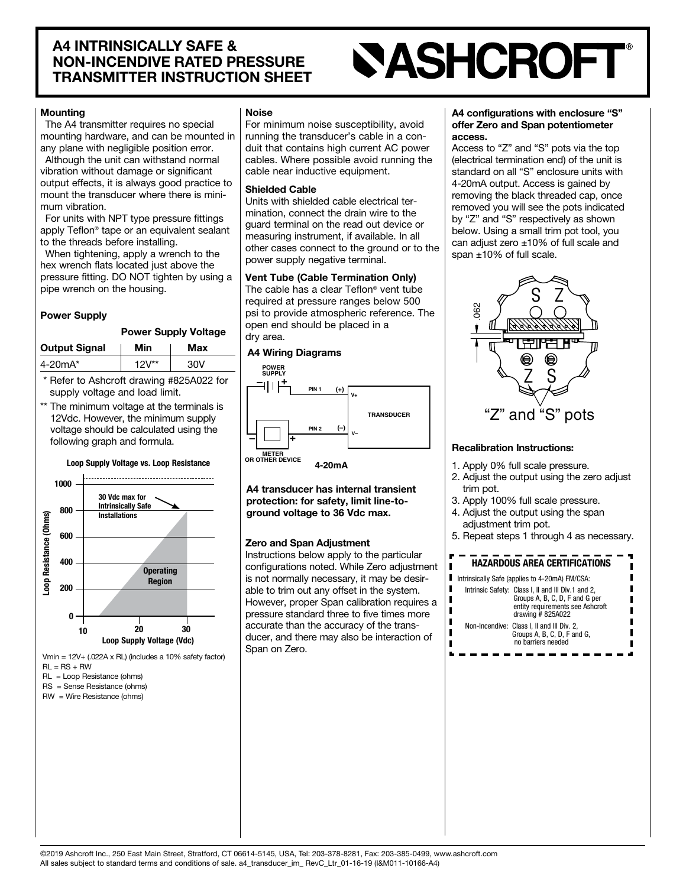# A4 INTRINSICALLY SAFE & NON-INCENDIVE RATED PRESSURE TRANSMITTER INSTRUCTION SHEET

### Mounting

The A4 transmitter requires no special mounting hardware, and can be mounted in any plane with negligible position error.

Although the unit can withstand normal vibration without damage or significant output effects, it is always good practice to mount the transducer where there is minimum vibration.

For units with NPT type pressure fittings apply Teflon® tape or an equivalent sealant to the threads before installing.

When tightening, apply a wrench to the hex wrench flats located just above the pressure fitting. DO NOT tighten by using a pipe wrench on the housing.

### Power Supply

| | Power Supply Voltage | |
|---|---|---|
| **Output Signal** | **Min** | **Max** |
| 4-20mA* | 12V** | 30V |

\* Refer to Ashcroft drawing #825A022 for supply voltage and load limit.

** The minimum voltage at the terminals is 12Vdc. However, the minimum supply voltage should be calculated using the following graph and formula.

**Loop Supply Voltage vs. Loop Resistance**

(Graph: Loop Resistance (Ohms) 0–1000 vs. Loop Supply Voltage (Vdc) 10–30; Operating Region; 30 Vdc max for Intrinsically Safe Installations)

Vmin = 12V+ (.022A x RL) (includes a 10% safety factor)

RL = RS + RW

RL = Loop Resistance (ohms)

RS = Sense Resistance (ohms)

RW = Wire Resistance (ohms)

### Noise

For minimum noise susceptibility, avoid running the transducer's cable in a conduit that contains high current AC power cables. Where possible avoid running the cable near inductive equipment.

### Shielded Cable

Units with shielded cable electrical termination, connect the drain wire to the guard terminal on the read out device or measuring instrument, if available. In all other cases connect to the ground or to the power supply negative terminal.

### Vent Tube (Cable Termination Only)

The cable has a clear Teflon® vent tube required at pressure ranges below 500 psi to provide atmospheric reference. The open end should be placed in a dry area.

### A4 Wiring Diagrams

(Diagram: POWER SUPPLY (+) to PIN 1 (+) V+ of TRANSDUCER; PIN 2 (–) V– to METER OR OTHER DEVICE (+); meter (–) to power supply (–). 4-20mA)

**A4 transducer has internal transient protection: for safety, limit line-to-ground voltage to 36 Vdc max.**

### Zero and Span Adjustment

Instructions below apply to the particular configurations noted. While Zero adjustment is not normally necessary, it may be desirable to trim out any offset in the system. However, proper Span calibration requires a pressure standard three to five times more accurate than the accuracy of the transducer, and there may also be interaction of Span on Zero.

**A4 configurations with enclosure "S" offer Zero and Span potentiometer access.**

Access to "Z" and "S" pots via the top (electrical termination end) of the unit is standard on all "S" enclosure units with 4-20mA output. Access is gained by removing the black threaded cap, once removed you will see the pots indicated by "Z" and "S" respectively as shown below. Using a small trim pot tool, you can adjust zero ±10% of full scale and span ±10% of full scale.

"Z" and "S" pots

### Recalibration Instructions:

1. Apply 0% full scale pressure.
2. Adjust the output using the zero adjust trim pot.
3. Apply 100% full scale pressure.
4. Adjust the output using the span adjustment trim pot.
5. Repeat steps 1 through 4 as necessary.

### HAZARDOUS AREA CERTIFICATIONS

Intrinsically Safe (applies to 4-20mA) FM/CSA:

Intrinsic Safety: Class I, II and III Div.1 and 2, Groups A, B, C, D, F and G per entity requirements see Ashcroft drawing # 825A022

Non-Incendive: Class I, II and III Div. 2, Groups A, B, C, D, F and G, no barriers needed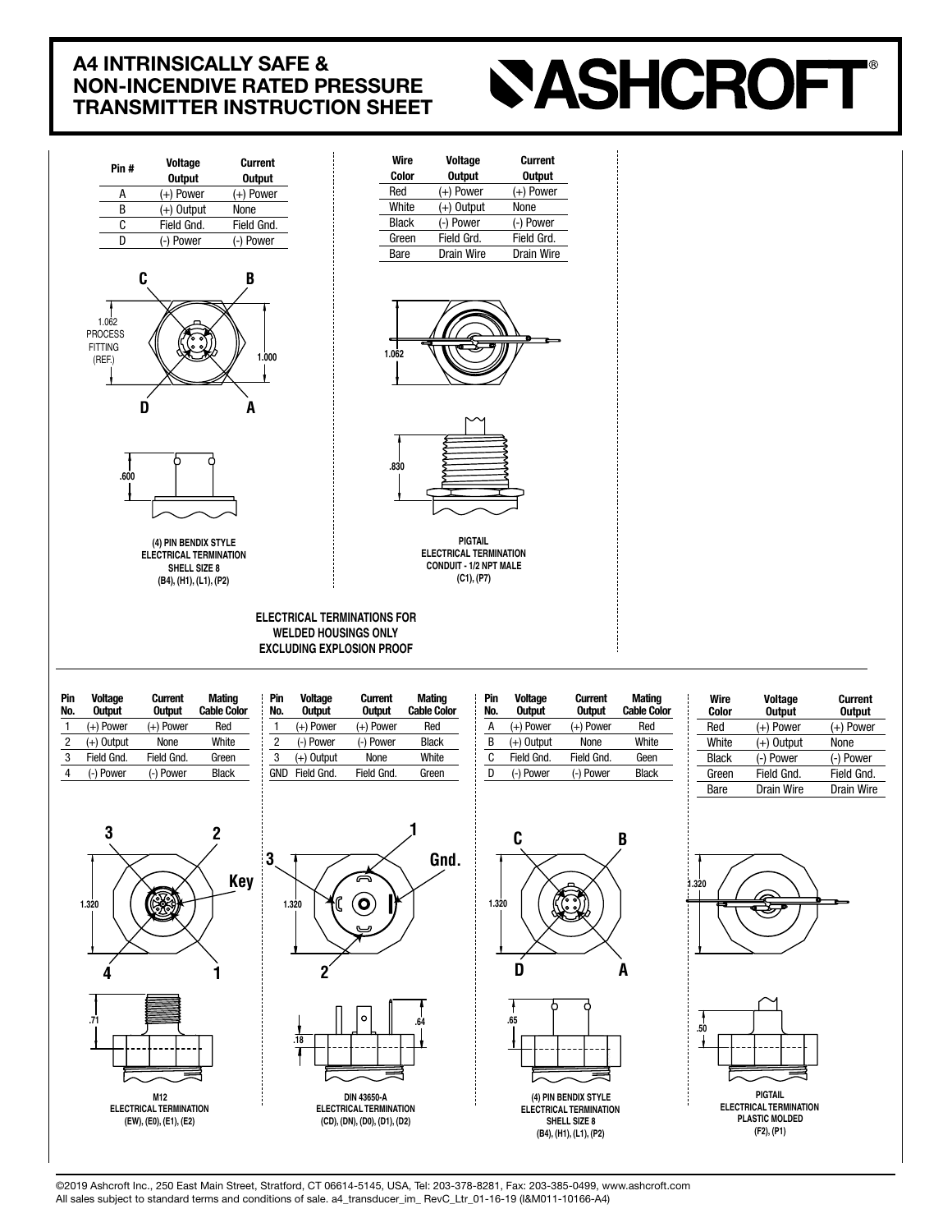# A4 INTRINSICALLY SAFE & NON-INCENDIVE RATED PRESSURE TRANSMITTER INSTRUCTION SHEET

| Pin # | Voltage Output | Current Output |
|---|---|---|
| A | (+) Power | (+) Power |
| B | (+) Output | None |
| C | Field Gnd. | Field Gnd. |
| D | (-) Power | (-) Power |

C B

1.062 PROCESS FITTING (REF.)

1.000

D A

.600

(4) PIN BENDIX STYLE ELECTRICAL TERMINATION SHELL SIZE 8 (B4), (H1), (L1), (P2)

| Wire Color | Voltage Output | Current Output |
|---|---|---|
| Red | (+) Power | (+) Power |
| White | (+) Output | None |
| Black | (-) Power | (-) Power |
| Green | Field Grd. | Field Grd. |
| Bare | Drain Wire | Drain Wire |

1.062

.830

PIGTAIL ELECTRICAL TERMINATION CONDUIT - 1/2 NPT MALE (C1), (P7)

ELECTRICAL TERMINATIONS FOR WELDED HOUSINGS ONLY EXCLUDING EXPLOSION PROOF

| Pin No. | Voltage Output | Current Output | Mating Cable Color |
|---|---|---|---|
| 1 | (+) Power | (+) Power | Red |
| 2 | (+) Output | None | White |
| 3 | Field Gnd. | Field Gnd. | Green |
| 4 | (-) Power | (-) Power | Black |

3 2 Key 1.320 4 1

.71

M12 ELECTRICAL TERMINATION (EW), (E0), (E1), (E2)

| Pin No. | Voltage Output | Current Output | Mating Cable Color |
|---|---|---|---|
| 1 | (+) Power | (+) Power | Red |
| 2 | (-) Power | (-) Power | Black |
| 3 | (+) Output | None | White |
| GND | Field Gnd. | Field Gnd. | Green |

1 3 Gnd. 1.320 2

.18 .64

DIN 43650-A ELECTRICAL TERMINATION (CD), (DN), (D0), (D1), (D2)

| Pin No. | Voltage Output | Current Output | Mating Cable Color |
|---|---|---|---|
| A | (+) Power | (+) Power | Red |
| B | (+) Output | None | White |
| C | Field Gnd. | Field Gnd. | Geen |
| D | (-) Power | (-) Power | Black |

C B 1.320 D A

.65

(4) PIN BENDIX STYLE ELECTRICAL TERMINATION SHELL SIZE 8 (B4), (H1), (L1), (P2)

| Wire Color | Voltage Output | Current Output |
|---|---|---|
| Red | (+) Power | (+) Power |
| White | (+) Output | None |
| Black | (-) Power | (-) Power |
| Green | Field Gnd. | Field Gnd. |
| Bare | Drain Wire | Drain Wire |

1.320

.50

PIGTAIL ELECTRICAL TERMINATION PLASTIC MOLDED (F2), (P1)

©2019 Ashcroft Inc., 250 East Main Street, Stratford, CT 06614-5145, USA, Tel: 203-378-8281, Fax: 203-385-0499, www.ashcroft.com
All sales subject to standard terms and conditions of sale. a4_transducer_im_ RevC_Ltr_01-16-19 (I&M011-10166-A4)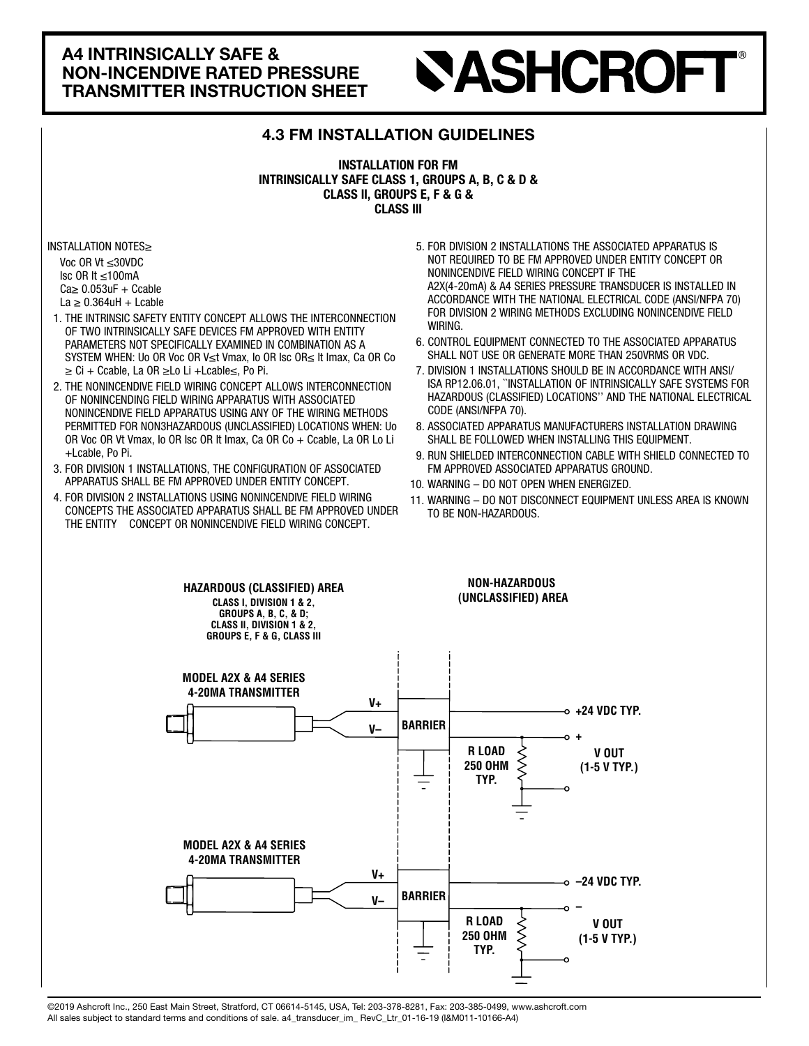# A4 INTRINSICALLY SAFE & NON-INCENDIVE RATED PRESSURE TRANSMITTER INSTRUCTION SHEET

## 4.3 FM INSTALLATION GUIDELINES

**INSTALLATION FOR FM**
**INTRINSICALLY SAFE CLASS 1, GROUPS A, B, C & D &**
**CLASS II, GROUPS E, F & G &**
**CLASS III**

INSTALLATION NOTES≥

Voc OR Vt ≤30VDC
Isc OR It ≤100mA
Ca≥ 0.053uF + Ccable
La ≥ 0.364uH + Lcable

1. THE INTRINSIC SAFETY ENTITY CONCEPT ALLOWS THE INTERCONNECTION OF TWO INTRINSICALLY SAFE DEVICES FM APPROVED WITH ENTITY PARAMETERS NOT SPECIFICALLY EXAMINED IN COMBINATION AS A SYSTEM WHEN: Uo OR Voc OR V≤t Vmax, Io OR Isc OR≤ It Imax, Ca OR Co ≥ Ci + Ccable, La OR ≥Lo Li +Lcable≤, Po Pi.
2. THE NONINCENDIVE FIELD WIRING CONCEPT ALLOWS INTERCONNECTION OF NONINCENDING FIELD WIRING APPARATUS WITH ASSOCIATED NONINCENDIVE FIELD APPARATUS USING ANY OF THE WIRING METHODS PERMITTED FOR NON3HAZARDOUS (UNCLASSIFIED) LOCATIONS WHEN: Uo OR Voc OR Vt Vmax, Io OR Isc OR It Imax, Ca OR Co + Ccable, La OR Lo Li +Lcable, Po Pi.
3. FOR DIVISION 1 INSTALLATIONS, THE CONFIGURATION OF ASSOCIATED APPARATUS SHALL BE FM APPROVED UNDER ENTITY CONCEPT.
4. FOR DIVISION 2 INSTALLATIONS USING NONINCENDIVE FIELD WIRING CONCEPTS THE ASSOCIATED APPARATUS SHALL BE FM APPROVED UNDER THE ENTITY CONCEPT OR NONINCENDIVE FIELD WIRING CONCEPT.
5. FOR DIVISION 2 INSTALLATIONS THE ASSOCIATED APPARATUS IS NOT REQUIRED TO BE FM APPROVED UNDER ENTITY CONCEPT OR NONINCENDIVE FIELD WIRING CONCEPT IF THE A2X(4-20mA) & A4 SERIES PRESSURE TRANSDUCER IS INSTALLED IN ACCORDANCE WITH THE NATIONAL ELECTRICAL CODE (ANSI/NFPA 70) FOR DIVISION 2 WIRING METHODS EXCLUDING NONINCENDIVE FIELD WIRING.
6. CONTROL EQUIPMENT CONNECTED TO THE ASSOCIATED APPARATUS SHALL NOT USE OR GENERATE MORE THAN 250VRMS OR VDC.
7. DIVISION 1 INSTALLATIONS SHOULD BE IN ACCORDANCE WITH ANSI/ISA RP12.06.01, ``INSTALLATION OF INTRINSICALLY SAFE SYSTEMS FOR HAZARDOUS (CLASSIFIED) LOCATIONS'' AND THE NATIONAL ELECTRICAL CODE (ANSI/NFPA 70).
8. ASSOCIATED APPARATUS MANUFACTURERS INSTALLATION DRAWING SHALL BE FOLLOWED WHEN INSTALLING THIS EQUIPMENT.
9. RUN SHIELDED INTERCONNECTION CABLE WITH SHIELD CONNECTED TO FM APPROVED ASSOCIATED APPARATUS GROUND.
10. WARNING – DO NOT OPEN WHEN ENERGIZED.
11. WARNING – DO NOT DISCONNECT EQUIPMENT UNLESS AREA IS KNOWN TO BE NON-HAZARDOUS.

**HAZARDOUS (CLASSIFIED) AREA**
**CLASS I, DIVISION 1 & 2, GROUPS A, B, C, & D; CLASS II, DIVISION 1 & 2, GROUPS E, F & G, CLASS III**

**NON-HAZARDOUS (UNCLASSIFIED) AREA**

**MODEL A2X & A4 SERIES 4-20MA TRANSMITTER** — V+, V– — **BARRIER** — **+24 VDC TYP.**, **+** — **R LOAD 250 OHM TYP.** — **V OUT (1-5 V TYP.)**

**MODEL A2X & A4 SERIES 4-20MA TRANSMITTER** — V+, V– — **BARRIER** — **–24 VDC TYP.**, **–** — **R LOAD 250 OHM TYP.** — **V OUT (1-5 V TYP.)**

©2019 Ashcroft Inc., 250 East Main Street, Stratford, CT 06614-5145, USA, Tel: 203-378-8281, Fax: 203-385-0499, www.ashcroft.com
All sales subject to standard terms and conditions of sale. a4_transducer_im_ RevC_Ltr_01-16-19 (I&M011-10166-A4)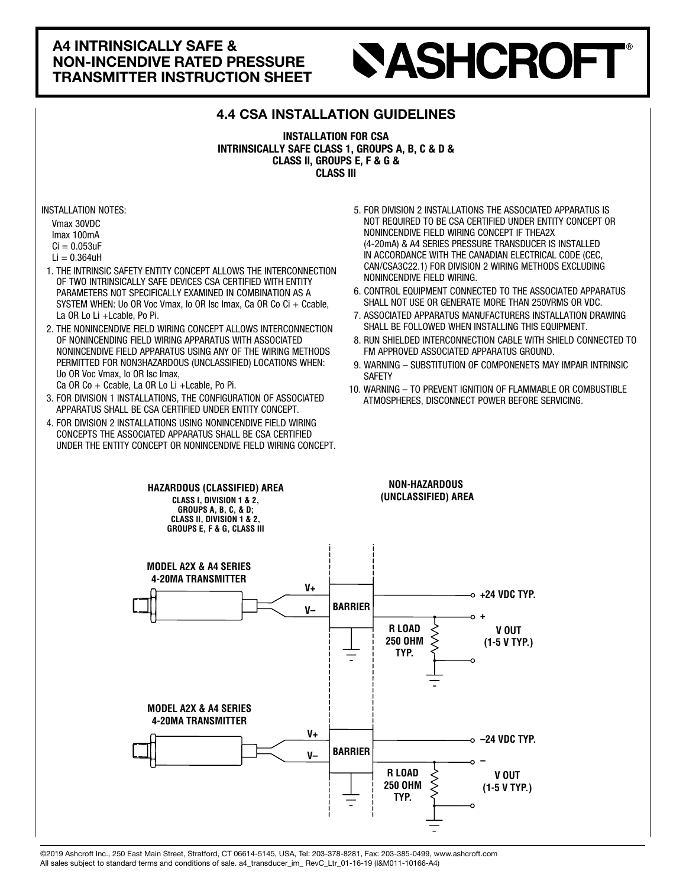# A4 INTRINSICALLY SAFE & NON-INCENDIVE RATED PRESSURE TRANSMITTER INSTRUCTION SHEET

## 4.4 CSA INSTALLATION GUIDELINES

**INSTALLATION FOR CSA**
**INTRINSICALLY SAFE CLASS 1, GROUPS A, B, C & D &**
**CLASS II, GROUPS E, F & G &**
**CLASS III**

INSTALLATION NOTES:

Vmax 30VDC
Imax 100mA
Ci = 0.053uF
Li = 0.364uH

1. THE INTRINSIC SAFETY ENTITY CONCEPT ALLOWS THE INTERCONNECTION OF TWO INTRINSICALLY SAFE DEVICES CSA CERTIFIED WITH ENTITY PARAMETERS NOT SPECIFICALLY EXAMINED IN COMBINATION AS A SYSTEM WHEN: Uo OR Voc Vmax, Io OR Isc Imax, Ca OR Co Ci + Ccable, La OR Lo Li +Lcable, Po Pi.
2. THE NONINCENDIVE FIELD WIRING CONCEPT ALLOWS INTERCONNECTION OF NONINCENDING FIELD WIRING APPARATUS WITH ASSOCIATED NONINCENDIVE FIELD APPARATUS USING ANY OF THE WIRING METHODS PERMITTED FOR NON3HAZARDOUS (UNCLASSIFIED) LOCATIONS WHEN: Uo OR Voc Vmax, Io OR Isc Imax, Ca OR Co + Ccable, La OR Lo Li +Lcable, Po Pi.
3. FOR DIVISION 1 INSTALLATIONS, THE CONFIGURATION OF ASSOCIATED APPARATUS SHALL BE CSA CERTIFIED UNDER ENTITY CONCEPT.
4. FOR DIVISION 2 INSTALLATIONS USING NONINCENDIVE FIELD WIRING CONCEPTS THE ASSOCIATED APPARATUS SHALL BE CSA CERTIFIED UNDER THE ENTITY CONCEPT OR NONINCENDIVE FIELD WIRING CONCEPT.
5. FOR DIVISION 2 INSTALLATIONS THE ASSOCIATED APPARATUS IS NOT REQUIRED TO BE CSA CERTIFIED UNDER ENTITY CONCEPT OR NONINCENDIVE FIELD WIRING CONCEPT IF THEA2X (4-20mA) & A4 SERIES PRESSURE TRANSDUCER IS INSTALLED IN ACCORDANCE WITH THE CANADIAN ELECTRICAL CODE (CEC, CAN/CSA3C22.1) FOR DIVISION 2 WIRING METHODS EXCLUDING NONINCENDIVE FIELD WIRING.
6. CONTROL EQUIPMENT CONNECTED TO THE ASSOCIATED APPARATUS SHALL NOT USE OR GENERATE MORE THAN 250VRMS OR VDC.
7. ASSOCIATED APPARATUS MANUFACTURERS INSTALLATION DRAWING SHALL BE FOLLOWED WHEN INSTALLING THIS EQUIPMENT.
8. RUN SHIELDED INTERCONNECTION CABLE WITH SHIELD CONNECTED TO FM APPROVED ASSOCIATED APPARATUS GROUND.
9. WARNING – SUBSTITUTION OF COMPONENETS MAY IMPAIR INTRINSIC SAFETY
10. WARNING – TO PREVENT IGNITION OF FLAMMABLE OR COMBUSTIBLE ATMOSPHERES, DISCONNECT POWER BEFORE SERVICING.

HAZARDOUS (CLASSIFIED) AREA
CLASS I, DIVISION 1 & 2, GROUPS A, B, C, & D; CLASS II, DIVISION 1 & 2, GROUPS E, F & G, CLASS III

NON-HAZARDOUS (UNCLASSIFIED) AREA

MODEL A2X & A4 SERIES 4-20MA TRANSMITTER
V+
V–
BARRIER
+24 VDC TYP.
+
R LOAD 250 OHM TYP.
V OUT (1-5 V TYP.)

MODEL A2X & A4 SERIES 4-20MA TRANSMITTER
V+
V–
BARRIER
–24 VDC TYP.
–
R LOAD 250 OHM TYP.
V OUT (1-5 V TYP.)

©2019 Ashcroft Inc., 250 East Main Street, Stratford, CT 06614-5145, USA, Tel: 203-378-8281, Fax: 203-385-0499, www.ashcroft.com
All sales subject to standard terms and conditions of sale. a4_transducer_im_ RevC_Ltr_01-16-19 (I&M011-10166-A4)